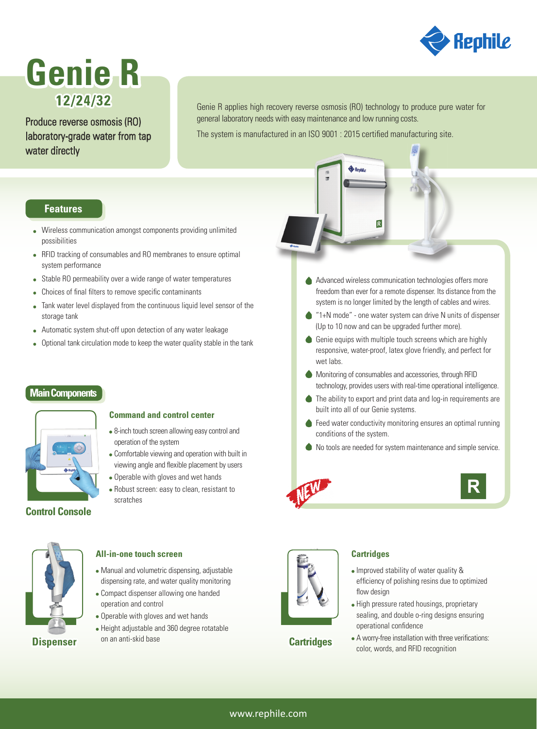Rephile

# Genie R

## 12/24/32

Produce reverse osmosis (RO) laboratory-grade water from tap water directly

Genie R applies high recovery reverse osmosis (RO) technology to produce pure water for general laboratory needs with easy maintenance and low running costs.

The system is manufactured in an ISO 9001 : 2015 certified manufacturing site.

## Features

- Wireless communication amongst components providing unlimited possibilities
- RFID tracking of consumables and RO membranes to ensure optimal system performance
- Stable RO permeability over a wide range of water temperatures
- Choices of final filters to remove specific contaminants
- Tank water level displayed from the continuous liquid level sensor of the storage tank
- Automatic system shut-off upon detection of any water leakage
- Optional tank circulation mode to keep the water quality stable in the tank

- Advanced wireless communication technologies offers more freedom than ever for a remote dispenser. Its distance from the system is no longer limited by the length of cables and wires.
- "1+N mode" - one water system can drive N units of dispenser (Up to 10 now and can be upgraded further more).
- Genie equips with multiple touch screens which are highly responsive, water-proof, latex glove friendly, and perfect for wet labs.
- Monitoring of consumables and accessories, through RFID technology, provides users with real-time operational intelligence.
- The ability to export and print data and log-in requirements are built into all of our Genie systems.
- Feed water conductivity monitoring ensures an optimal running conditions of the system.
- No tools are needed for system maintenance and simple service.

NEW

R

## Main Components

### Control Console

#### Command and control center

- 8-inch touch screen allowing easy control and operation of the system
- Comfortable viewing and operation with built in viewing angle and flexible placement by users
- Operable with gloves and wet hands
- Robust screen: easy to clean, resistant to scratches

### Dispenser

#### All-in-one touch screen

- Manual and volumetric dispensing, adjustable dispensing rate, and water quality monitoring
- Compact dispenser allowing one handed operation and control
- Operable with gloves and wet hands
- Height adjustable and 360 degree rotatable on an anti-skid base

### Cartridges

#### Cartridges

- Improved stability of water quality & efficiency of polishing resins due to optimized flow design
- High pressure rated housings, proprietary sealing, and double o-ring designs ensuring operational confidence
- A worry-free installation with three verifications: color, words, and RFID recognition

www.rephile.com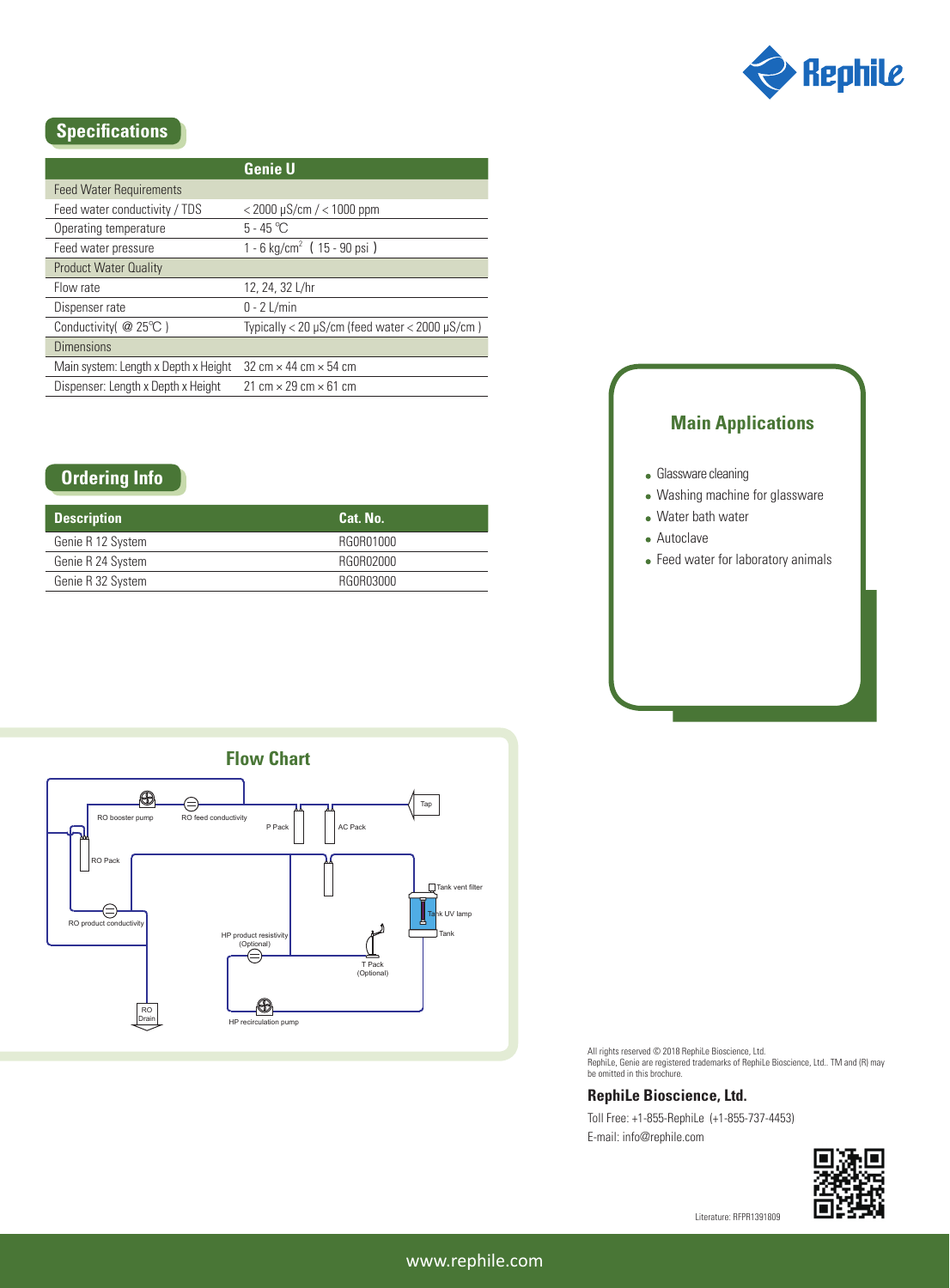## Specifications

| Genie U | |
|---|---|
| Feed Water Requirements | |
| Feed water conductivity / TDS | < 2000 μS/cm / < 1000 ppm |
| Operating temperature | 5 - 45 ℃ |
| Feed water pressure | 1 - 6 kg/cm$^2$ （15 - 90 psi） |
| Product Water Quality | |
| Flow rate | 12, 24, 32 L/hr |
| Dispenser rate | 0 - 2 L/min |
| Conductivity( @ 25℃ ) | Typically < 20 μS/cm (feed water < 2000 μS/cm ) |
| Dimensions | |
| Main system: Length x Depth x Height | 32 cm × 44 cm × 54 cm |
| Dispenser: Length x Depth x Height | 21 cm × 29 cm × 61 cm |

## Main Applications

- Glassware cleaning
- Washing machine for glassware
- Water bath water
- Autoclave
- Feed water for laboratory animals

## Ordering Info

| Description | Cat. No. |
|---|---|
| Genie R 12 System | RG0R01000 |
| Genie R 24 System | RG0R02000 |
| Genie R 32 System | RG0R03000 |

## Flow Chart

RO booster pump
RO feed conductivity
P Pack
AC Pack
Tap
RO Pack
Tank vent filter
Tank UV lamp
Tank
RO product conductivity
HP product resistivity (Optional)
T Pack (Optional)
RO Drain
HP recirculation pump

All rights reserved © 2018 RephiLe Bioscience, Ltd.
RephiLe, Genie are registered trademarks of RephiLe Bioscience, Ltd.. TM and (R) may be omitted in this brochure.

**RephiLe Bioscience, Ltd.**

Toll Free: +1-855-RephiLe (+1-855-737-4453)
E-mail: info@rephile.com

Literature: RFPR1391809

www.rephile.com